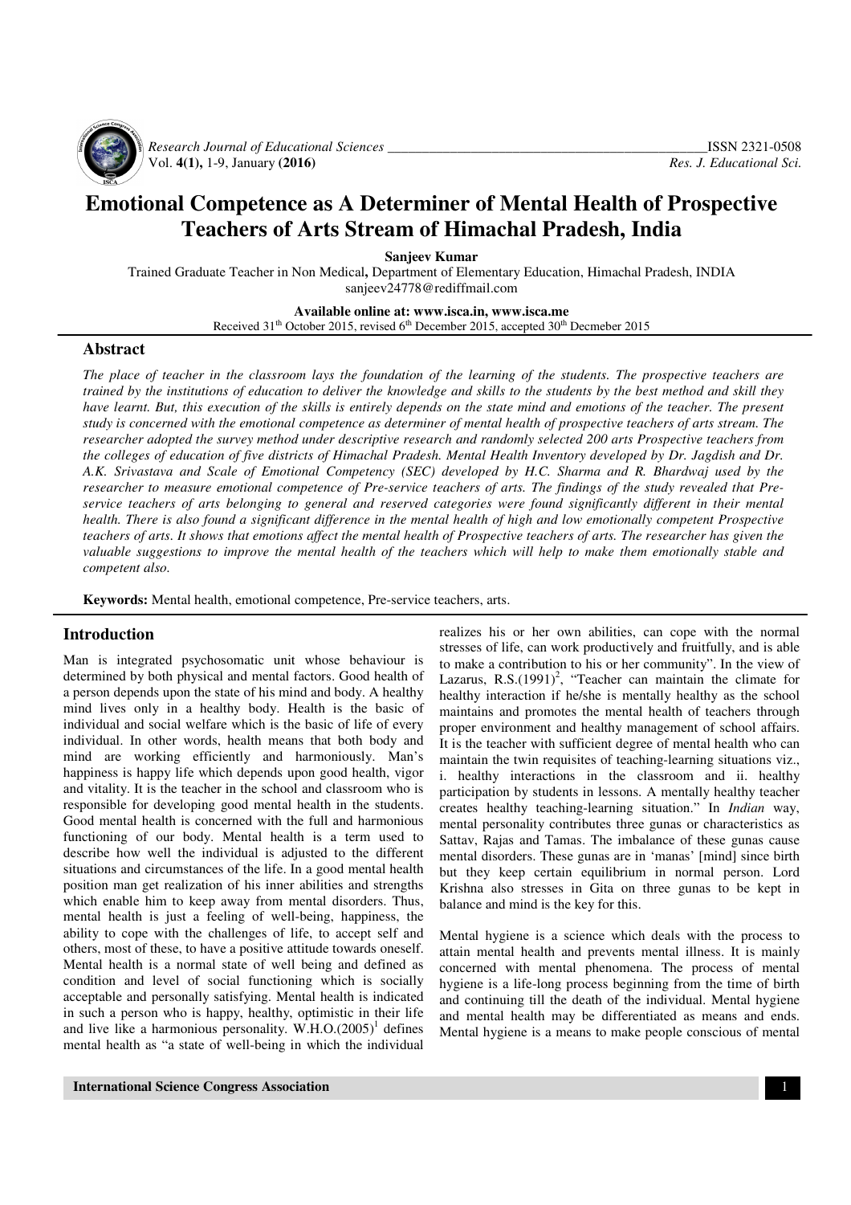# Emotional Competence as A Determiner of Mental Health of Prospective Teachers of Arts Stream of Himachal Pradesh, India

**Sanjeev Kumar**

Trained Graduate Teacher in Non Medical**,** Department of Elementary Education, Himachal Pradesh, INDIA
sanjeev24778@rediffmail.com

**Available online at: www.isca.in, www.isca.me**
Received 31th October 2015, revised 6th December 2015, accepted 30th Decmeber 2015

## Abstract

*The place of teacher in the classroom lays the foundation of the learning of the students. The prospective teachers are trained by the institutions of education to deliver the knowledge and skills to the students by the best method and skill they have learnt. But, this execution of the skills is entirely depends on the state mind and emotions of the teacher. The present study is concerned with the emotional competence as determiner of mental health of prospective teachers of arts stream. The researcher adopted the survey method under descriptive research and randomly selected 200 arts Prospective teachers from the colleges of education of five districts of Himachal Pradesh. Mental Health Inventory developed by Dr. Jagdish and Dr. A.K. Srivastava and Scale of Emotional Competency (SEC) developed by H.C. Sharma and R. Bhardwaj used by the researcher to measure emotional competence of Pre-service teachers of arts. The findings of the study revealed that Pre-service teachers of arts belonging to general and reserved categories were found significantly different in their mental health. There is also found a significant difference in the mental health of high and low emotionally competent Prospective teachers of arts. It shows that emotions affect the mental health of Prospective teachers of arts. The researcher has given the valuable suggestions to improve the mental health of the teachers which will help to make them emotionally stable and competent also.*

**Keywords:** Mental health, emotional competence, Pre-service teachers, arts.

## Introduction

Man is integrated psychosomatic unit whose behaviour is determined by both physical and mental factors. Good health of a person depends upon the state of his mind and body. A healthy mind lives only in a healthy body. Health is the basic of individual and social welfare which is the basic of life of every individual. In other words, health means that both body and mind are working efficiently and harmoniously. Man's happiness is happy life which depends upon good health, vigor and vitality. It is the teacher in the school and classroom who is responsible for developing good mental health in the students. Good mental health is concerned with the full and harmonious functioning of our body. Mental health is a term used to describe how well the individual is adjusted to the different situations and circumstances of the life. In a good mental health position man get realization of his inner abilities and strengths which enable him to keep away from mental disorders. Thus, mental health is just a feeling of well-being, happiness, the ability to cope with the challenges of life, to accept self and others, most of these, to have a positive attitude towards oneself. Mental health is a normal state of well being and defined as condition and level of social functioning which is socially acceptable and personally satisfying. Mental health is indicated in such a person who is happy, healthy, optimistic in their life and live like a harmonious personality. W.H.O.(2005)[1] defines mental health as "a state of well-being in which the individual realizes his or her own abilities, can cope with the normal stresses of life, can work productively and fruitfully, and is able to make a contribution to his or her community". In the view of Lazarus, R.S.(1991)[2], "Teacher can maintain the climate for healthy interaction if he/she is mentally healthy as the school maintains and promotes the mental health of teachers through proper environment and healthy management of school affairs. It is the teacher with sufficient degree of mental health who can maintain the twin requisites of teaching-learning situations viz., i. healthy interactions in the classroom and ii. healthy participation by students in lessons. A mentally healthy teacher creates healthy teaching-learning situation." In *Indian* way, mental personality contributes three gunas or characteristics as Sattav, Rajas and Tamas. The imbalance of these gunas cause mental disorders. These gunas are in 'manas' [mind] since birth but they keep certain equilibrium in normal person. Lord Krishna also stresses in Gita on three gunas to be kept in balance and mind is the key for this.

Mental hygiene is a science which deals with the process to attain mental health and prevents mental illness. It is mainly concerned with mental phenomena. The process of mental hygiene is a life-long process beginning from the time of birth and continuing till the death of the individual. Mental hygiene and mental health may be differentiated as means and ends. Mental hygiene is a means to make people conscious of mental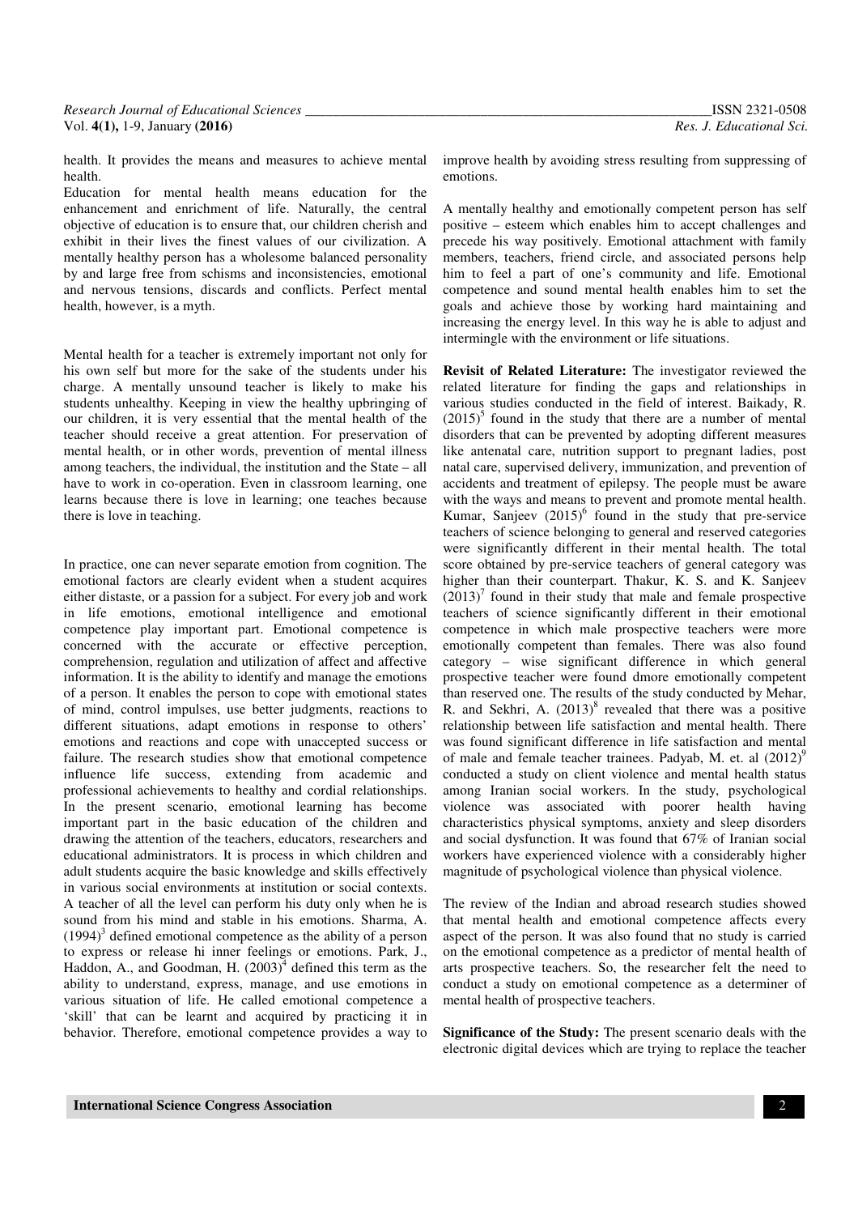health. It provides the means and measures to achieve mental health.

Education for mental health means education for the enhancement and enrichment of life. Naturally, the central objective of education is to ensure that, our children cherish and exhibit in their lives the finest values of our civilization. A mentally healthy person has a wholesome balanced personality by and large free from schisms and inconsistencies, emotional and nervous tensions, discards and conflicts. Perfect mental health, however, is a myth.

Mental health for a teacher is extremely important not only for his own self but more for the sake of the students under his charge. A mentally unsound teacher is likely to make his students unhealthy. Keeping in view the healthy upbringing of our children, it is very essential that the mental health of the teacher should receive a great attention. For preservation of mental health, or in other words, prevention of mental illness among teachers, the individual, the institution and the State – all have to work in co-operation. Even in classroom learning, one learns because there is love in learning; one teaches because there is love in teaching.

In practice, one can never separate emotion from cognition. The emotional factors are clearly evident when a student acquires either distaste, or a passion for a subject. For every job and work in life emotions, emotional intelligence and emotional competence play important part. Emotional competence is concerned with the accurate or effective perception, comprehension, regulation and utilization of affect and affective information. It is the ability to identify and manage the emotions of a person. It enables the person to cope with emotional states of mind, control impulses, use better judgments, reactions to different situations, adapt emotions in response to others' emotions and reactions and cope with unaccepted success or failure. The research studies show that emotional competence influence life success, extending from academic and professional achievements to healthy and cordial relationships. In the present scenario, emotional learning has become important part in the basic education of the children and drawing the attention of the teachers, educators, researchers and educational administrators. It is process in which children and adult students acquire the basic knowledge and skills effectively in various social environments at institution or social contexts. A teacher of all the level can perform his duty only when he is sound from his mind and stable in his emotions. Sharma, A. (1994)[3] defined emotional competence as the ability of a person to express or release hi inner feelings or emotions. Park, J., Haddon, A., and Goodman, H. (2003)[4] defined this term as the ability to understand, express, manage, and use emotions in various situation of life. He called emotional competence a 'skill' that can be learnt and acquired by practicing it in behavior. Therefore, emotional competence provides a way to improve health by avoiding stress resulting from suppressing of emotions.

A mentally healthy and emotionally competent person has self positive – esteem which enables him to accept challenges and precede his way positively. Emotional attachment with family members, teachers, friend circle, and associated persons help him to feel a part of one's community and life. Emotional competence and sound mental health enables him to set the goals and achieve those by working hard maintaining and increasing the energy level. In this way he is able to adjust and intermingle with the environment or life situations.

**Revisit of Related Literature:** The investigator reviewed the related literature for finding the gaps and relationships in various studies conducted in the field of interest. Baikady, R. (2015)[5] found in the study that there are a number of mental disorders that can be prevented by adopting different measures like antenatal care, nutrition support to pregnant ladies, post natal care, supervised delivery, immunization, and prevention of accidents and treatment of epilepsy. The people must be aware with the ways and means to prevent and promote mental health. Kumar, Sanjeev (2015)[6] found in the study that pre-service teachers of science belonging to general and reserved categories were significantly different in their mental health. The total score obtained by pre-service teachers of general category was higher than their counterpart. Thakur, K. S. and K. Sanjeev (2013)[7] found in their study that male and female prospective teachers of science significantly different in their emotional competence in which male prospective teachers were more emotionally competent than females. There was also found category – wise significant difference in which general prospective teacher were found dmore emotionally competent than reserved one. The results of the study conducted by Mehar, R. and Sekhri, A. (2013)[8] revealed that there was a positive relationship between life satisfaction and mental health. There was found significant difference in life satisfaction and mental of male and female teacher trainees. Padyab, M. et. al (2012)[9] conducted a study on client violence and mental health status among Iranian social workers. In the study, psychological violence was associated with poorer health having characteristics physical symptoms, anxiety and sleep disorders and social dysfunction. It was found that 67% of Iranian social workers have experienced violence with a considerably higher magnitude of psychological violence than physical violence.

The review of the Indian and abroad research studies showed that mental health and emotional competence affects every aspect of the person. It was also found that no study is carried on the emotional competence as a predictor of mental health of arts prospective teachers. So, the researcher felt the need to conduct a study on emotional competence as a determiner of mental health of prospective teachers.

**Significance of the Study:** The present scenario deals with the electronic digital devices which are trying to replace the teacher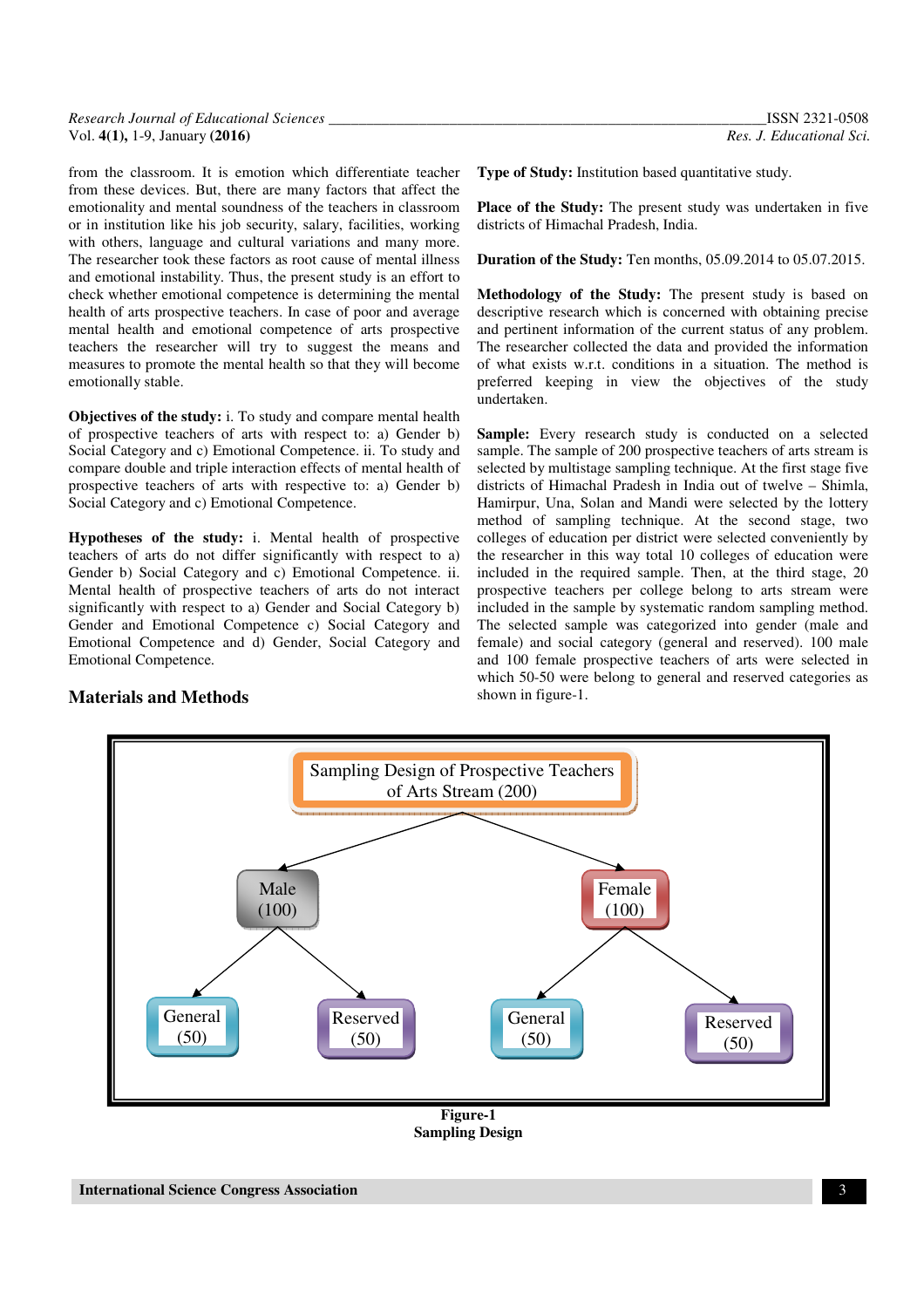from the classroom. It is emotion which differentiate teacher from these devices. But, there are many factors that affect the emotionality and mental soundness of the teachers in classroom or in institution like his job security, salary, facilities, working with others, language and cultural variations and many more. The researcher took these factors as root cause of mental illness and emotional instability. Thus, the present study is an effort to check whether emotional competence is determining the mental health of arts prospective teachers. In case of poor and average mental health and emotional competence of arts prospective teachers the researcher will try to suggest the means and measures to promote the mental health so that they will become emotionally stable.

**Objectives of the study:** i. To study and compare mental health of prospective teachers of arts with respect to: a) Gender b) Social Category and c) Emotional Competence. ii. To study and compare double and triple interaction effects of mental health of prospective teachers of arts with respective to: a) Gender b) Social Category and c) Emotional Competence.

**Hypotheses of the study:** i. Mental health of prospective teachers of arts do not differ significantly with respect to a) Gender b) Social Category and c) Emotional Competence. ii. Mental health of prospective teachers of arts do not interact significantly with respect to a) Gender and Social Category b) Gender and Emotional Competence c) Social Category and Emotional Competence and d) Gender, Social Category and Emotional Competence.

## Materials and Methods

**Type of Study:** Institution based quantitative study.

**Place of the Study:** The present study was undertaken in five districts of Himachal Pradesh, India.

**Duration of the Study:** Ten months, 05.09.2014 to 05.07.2015.

**Methodology of the Study:** The present study is based on descriptive research which is concerned with obtaining precise and pertinent information of the current status of any problem. The researcher collected the data and provided the information of what exists w.r.t. conditions in a situation. The method is preferred keeping in view the objectives of the study undertaken.

**Sample:** Every research study is conducted on a selected sample. The sample of 200 prospective teachers of arts stream is selected by multistage sampling technique. At the first stage five districts of Himachal Pradesh in India out of twelve – Shimla, Hamirpur, Una, Solan and Mandi were selected by the lottery method of sampling technique. At the second stage, two colleges of education per district were selected conveniently by the researcher in this way total 10 colleges of education were included in the required sample. Then, at the third stage, 20 prospective teachers per college belong to arts stream were included in the sample by systematic random sampling method. The selected sample was categorized into gender (male and female) and social category (general and reserved). 100 male and 100 female prospective teachers of arts were selected in which 50-50 were belong to general and reserved categories as shown in figure-1.

Sampling Design of Prospective Teachers of Arts Stream (200)

- Male (100)
  - General (50)
  - Reserved (50)
- Female (100)
  - General (50)
  - Reserved (50)

**Figure-1**
**Sampling Design**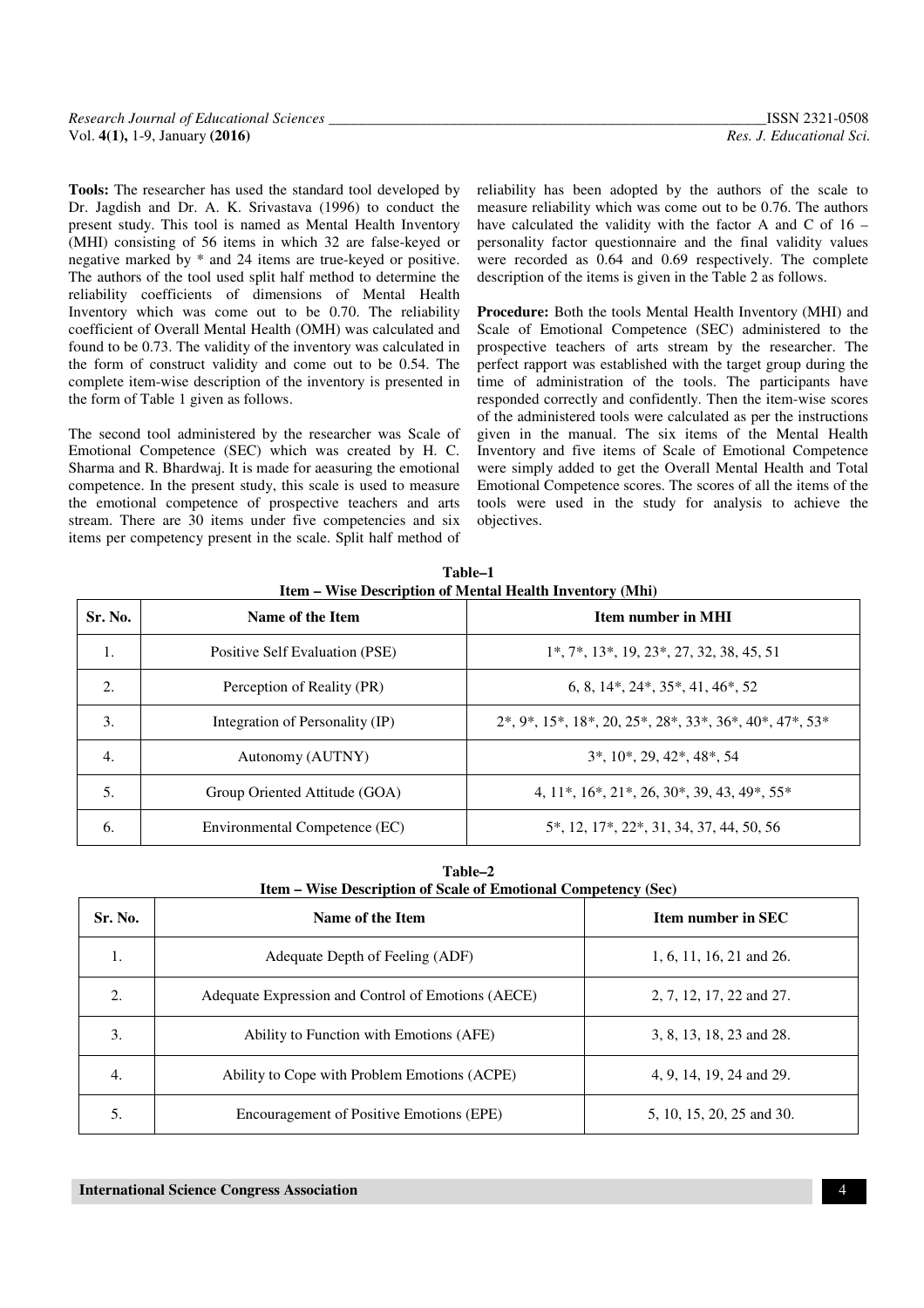**Tools:** The researcher has used the standard tool developed by Dr. Jagdish and Dr. A. K. Srivastava (1996) to conduct the present study. This tool is named as Mental Health Inventory (MHI) consisting of 56 items in which 32 are false-keyed or negative marked by * and 24 items are true-keyed or positive. The authors of the tool used split half method to determine the reliability coefficients of dimensions of Mental Health Inventory which was come out to be 0.70. The reliability coefficient of Overall Mental Health (OMH) was calculated and found to be 0.73. The validity of the inventory was calculated in the form of construct validity and come out to be 0.54. The complete item-wise description of the inventory is presented in the form of Table 1 given as follows.

The second tool administered by the researcher was Scale of Emotional Competence (SEC) which was created by H. C. Sharma and R. Bhardwaj. It is made for aeasuring the emotional competence. In the present study, this scale is used to measure the emotional competence of prospective teachers and arts stream. There are 30 items under five competencies and six items per competency present in the scale. Split half method of reliability has been adopted by the authors of the scale to measure reliability which was come out to be 0.76. The authors have calculated the validity with the factor A and C of 16 – personality factor questionnaire and the final validity values were recorded as 0.64 and 0.69 respectively. The complete description of the items is given in the Table 2 as follows.

**Procedure:** Both the tools Mental Health Inventory (MHI) and Scale of Emotional Competence (SEC) administered to the prospective teachers of arts stream by the researcher. The perfect rapport was established with the target group during the time of administration of the tools. The participants have responded correctly and confidently. Then the item-wise scores of the administered tools were calculated as per the instructions given in the manual. The six items of the Mental Health Inventory and five items of Scale of Emotional Competence were simply added to get the Overall Mental Health and Total Emotional Competence scores. The scores of all the items of the tools were used in the study for analysis to achieve the objectives.

**Table–1**
**Item – Wise Description of Mental Health Inventory (Mhi)**

| Sr. No. | Name of the Item | Item number in MHI |
|---|---|---|
| 1. | Positive Self Evaluation (PSE) | 1*, 7*, 13*, 19, 23*, 27, 32, 38, 45, 51 |
| 2. | Perception of Reality (PR) | 6, 8, 14*, 24*, 35*, 41, 46*, 52 |
| 3. | Integration of Personality (IP) | 2*, 9*, 15*, 18*, 20, 25*, 28*, 33*, 36*, 40*, 47*, 53* |
| 4. | Autonomy (AUTNY) | 3*, 10*, 29, 42*, 48*, 54 |
| 5. | Group Oriented Attitude (GOA) | 4, 11*, 16*, 21*, 26, 30*, 39, 43, 49*, 55* |
| 6. | Environmental Competence (EC) | 5*, 12, 17*, 22*, 31, 34, 37, 44, 50, 56 |

**Table–2**
**Item – Wise Description of Scale of Emotional Competency (Sec)**

| Sr. No. | Name of the Item | Item number in SEC |
|---|---|---|
| 1. | Adequate Depth of Feeling (ADF) | 1, 6, 11, 16, 21 and 26. |
| 2. | Adequate Expression and Control of Emotions (AECE) | 2, 7, 12, 17, 22 and 27. |
| 3. | Ability to Function with Emotions (AFE) | 3, 8, 13, 18, 23 and 28. |
| 4. | Ability to Cope with Problem Emotions (ACPE) | 4, 9, 14, 19, 24 and 29. |
| 5. | Encouragement of Positive Emotions (EPE) | 5, 10, 15, 20, 25 and 30. |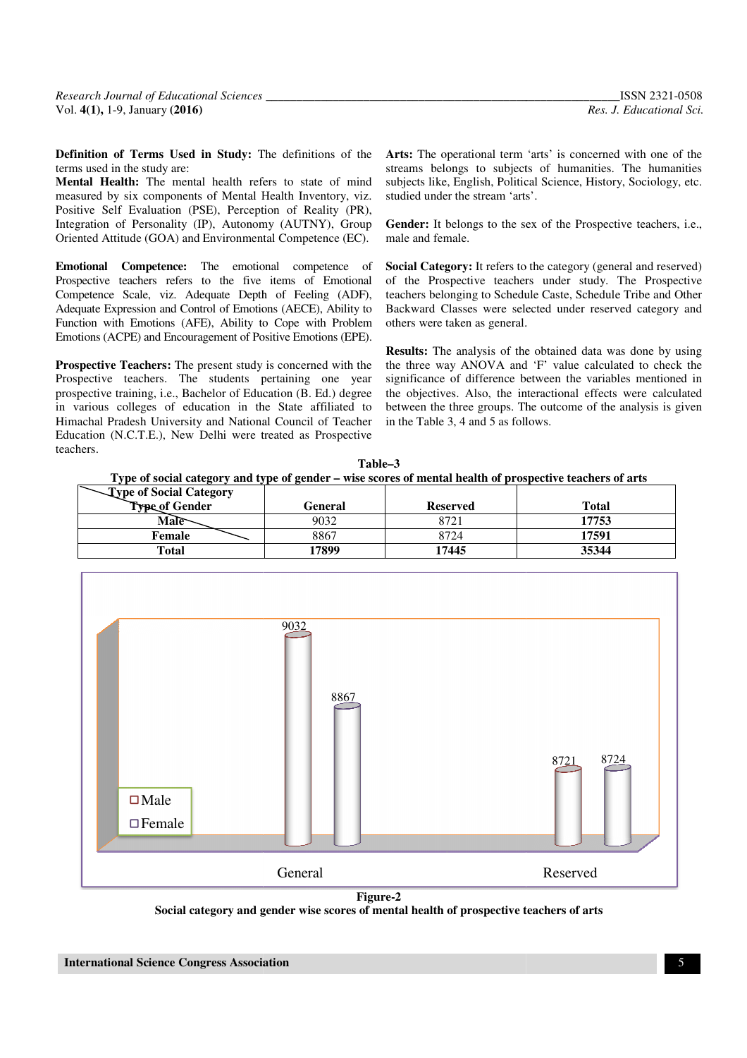**Definition of Terms Used in Study:** The definitions of the terms used in the study are:

**Mental Health:** The mental health refers to state of mind measured by six components of Mental Health Inventory, viz. Positive Self Evaluation (PSE), Perception of Reality (PR), Integration of Personality (IP), Autonomy (AUTNY), Group Oriented Attitude (GOA) and Environmental Competence (EC).

**Emotional Competence:** The emotional competence of Prospective teachers refers to the five items of Emotional Competence Scale, viz. Adequate Depth of Feeling (ADF), Adequate Expression and Control of Emotions (AECE), Ability to Function with Emotions (AFE), Ability to Cope with Problem Emotions (ACPE) and Encouragement of Positive Emotions (EPE).

**Prospective Teachers:** The present study is concerned with the Prospective teachers. The students pertaining one year prospective training, i.e., Bachelor of Education (B. Ed.) degree in various colleges of education in the State affiliated to Himachal Pradesh University and National Council of Teacher Education (N.C.T.E.), New Delhi were treated as Prospective teachers.

**Arts:** The operational term 'arts' is concerned with one of the streams belongs to subjects of humanities. The humanities subjects like, English, Political Science, History, Sociology, etc. studied under the stream 'arts'.

**Gender:** It belongs to the sex of the Prospective teachers, i.e., male and female.

**Social Category:** It refers to the category (general and reserved) of the Prospective teachers under study. The Prospective teachers belonging to Schedule Caste, Schedule Tribe and Other Backward Classes were selected under reserved category and others were taken as general.

**Results:** The analysis of the obtained data was done by using the three way ANOVA and 'F' value calculated to check the significance of difference between the variables mentioned in the objectives. Also, the interactional effects were calculated between the three groups. The outcome of the analysis is given in the Table 3, 4 and 5 as follows.

**Table–3**
**Type of social category and type of gender – wise scores of mental health of prospective teachers of arts**

| Type of Social Category / Type of Gender | General | Reserved | Total |
|---|---|---|---|
| **Male** | 9032 | 8721 | **17753** |
| **Female** | 8867 | 8724 | **17591** |
| **Total** | **17899** | **17445** | **35344** |

**Figure-2**
**Social category and gender wise scores of mental health of prospective teachers of arts**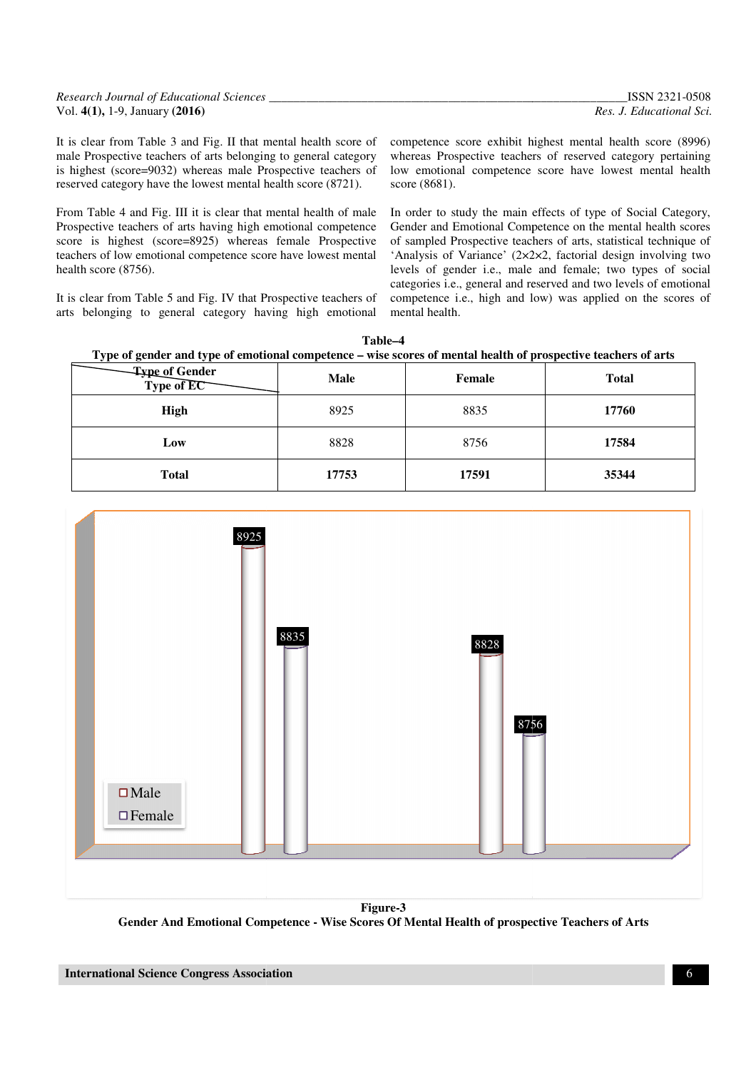It is clear from Table 3 and Fig. II that mental health score of male Prospective teachers of arts belonging to general category is highest (score=9032) whereas male Prospective teachers of reserved category have the lowest mental health score (8721).

From Table 4 and Fig. III it is clear that mental health of male Prospective teachers of arts having high emotional competence score is highest (score=8925) whereas female Prospective teachers of low emotional competence score have lowest mental health score (8756).

It is clear from Table 5 and Fig. IV that Prospective teachers of arts belonging to general category having high emotional competence score exhibit highest mental health score (8996) whereas Prospective teachers of reserved category pertaining low emotional competence score have lowest mental health score (8681).

In order to study the main effects of type of Social Category, Gender and Emotional Competence on the mental health scores of sampled Prospective teachers of arts, statistical technique of 'Analysis of Variance' (2×2×2, factorial design involving two levels of gender i.e., male and female; two types of social categories i.e., general and reserved and two levels of emotional competence i.e., high and low) was applied on the scores of mental health.

**Table–4**
**Type of gender and type of emotional competence – wise scores of mental health of prospective teachers of arts**

| Type of Gender / Type of EC | Male | Female | Total |
|---|---|---|---|
| **High** | 8925 | 8835 | **17760** |
| **Low** | 8828 | 8756 | **17584** |
| **Total** | **17753** | **17591** | **35344** |

**Figure-3**
**Gender And Emotional Competence - Wise Scores Of Mental Health of prospective Teachers of Arts**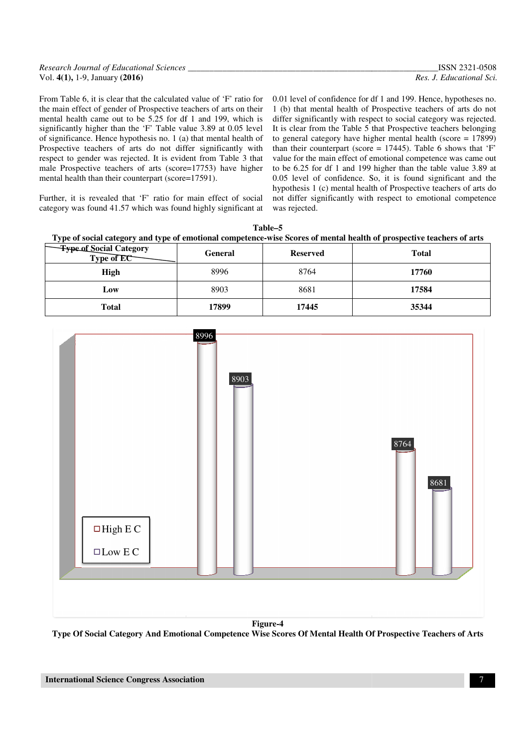From Table 6, it is clear that the calculated value of 'F' ratio for the main effect of gender of Prospective teachers of arts on their mental health came out to be 5.25 for df 1 and 199, which is significantly higher than the 'F' Table value 3.89 at 0.05 level of significance. Hence hypothesis no. 1 (a) that mental health of Prospective teachers of arts do not differ significantly with respect to gender was rejected. It is evident from Table 3 that male Prospective teachers of arts (score=17753) have higher mental health than their counterpart (score=17591).

Further, it is revealed that 'F' ratio for main effect of social category was found 41.57 which was found highly significant at 0.01 level of confidence for df 1 and 199. Hence, hypotheses no. 1 (b) that mental health of Prospective teachers of arts do not differ significantly with respect to social category was rejected. It is clear from the Table 5 that Prospective teachers belonging to general category have higher mental health (score = 17899) than their counterpart (score = 17445). Table 6 shows that 'F' value for the main effect of emotional competence was came out to be 6.25 for df 1 and 199 higher than the table value 3.89 at 0.05 level of confidence. So, it is found significant and the hypothesis 1 (c) mental health of Prospective teachers of arts do not differ significantly with respect to emotional competence was rejected.

**Table–5**

**Type of social category and type of emotional competence-wise Scores of mental health of prospective teachers of arts**

| Type of Social Category / Type of EC | General | Reserved | Total |
|---|---|---|---|
| **High** | 8996 | 8764 | **17760** |
| **Low** | 8903 | 8681 | **17584** |
| **Total** | **17899** | **17445** | **35344** |

**Figure-4**

**Type Of Social Category And Emotional Competence Wise Scores Of Mental Health Of Prospective Teachers of Arts**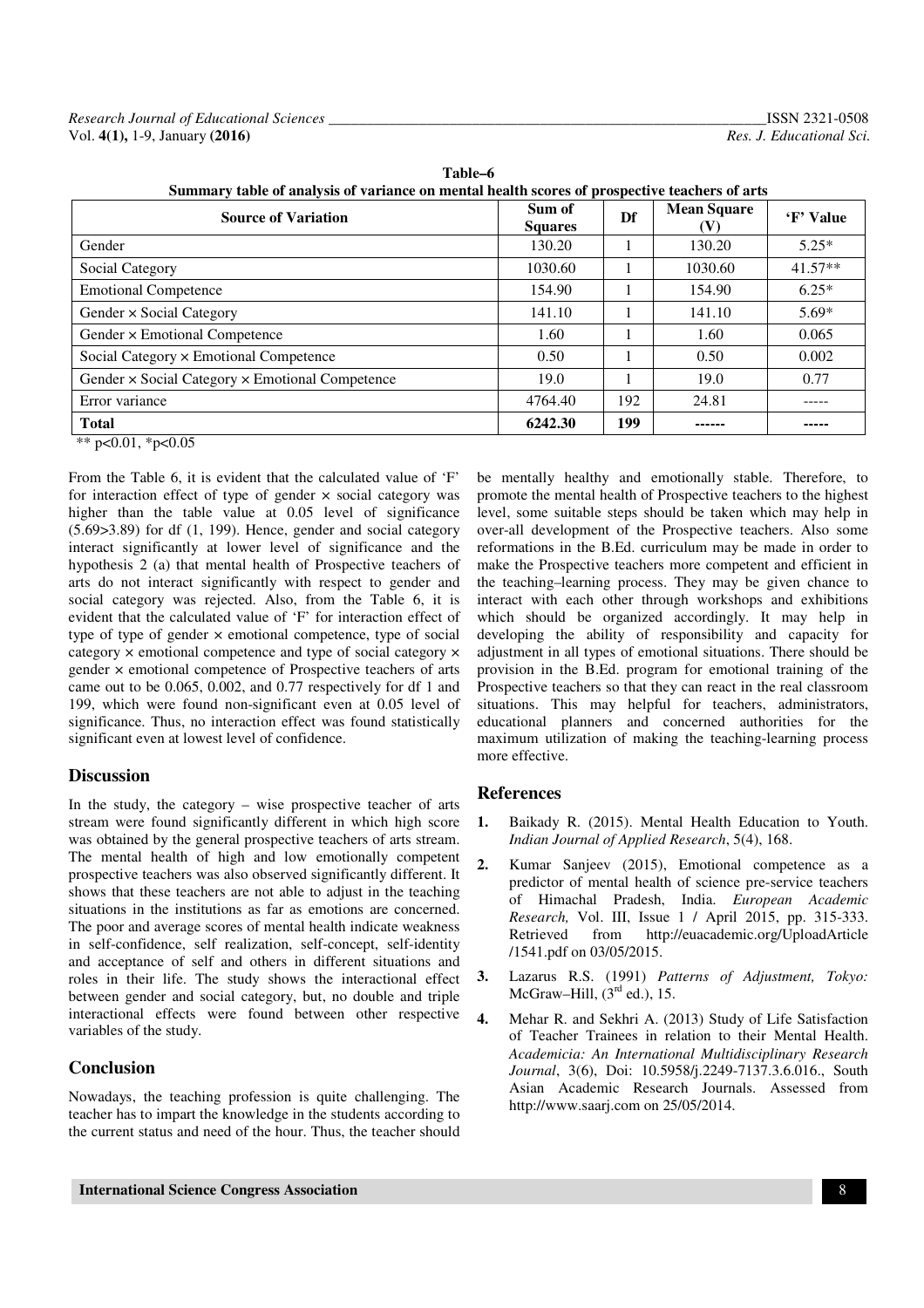**Table–6**

**Summary table of analysis of variance on mental health scores of prospective teachers of arts**

| Source of Variation | Sum of Squares | Df | Mean Square (V) | 'F' Value |
|---|---|---|---|---|
| Gender | 130.20 | 1 | 130.20 | 5.25* |
| Social Category | 1030.60 | 1 | 1030.60 | 41.57** |
| Emotional Competence | 154.90 | 1 | 154.90 | 6.25* |
| Gender × Social Category | 141.10 | 1 | 141.10 | 5.69* |
| Gender × Emotional Competence | 1.60 | 1 | 1.60 | 0.065 |
| Social Category × Emotional Competence | 0.50 | 1 | 0.50 | 0.002 |
| Gender × Social Category × Emotional Competence | 19.0 | 1 | 19.0 | 0.77 |
| Error variance | 4764.40 | 192 | 24.81 | ----- |
| **Total** | **6242.30** | **199** | **------** | **-----** |

** $p<0.01$, * $p<0.05$

From the Table 6, it is evident that the calculated value of 'F' for interaction effect of type of gender × social category was higher than the table value at 0.05 level of significance (5.69>3.89) for df (1, 199). Hence, gender and social category interact significantly at lower level of significance and the hypothesis 2 (a) that mental health of Prospective teachers of arts do not interact significantly with respect to gender and social category was rejected. Also, from the Table 6, it is evident that the calculated value of 'F' for interaction effect of type of type of gender × emotional competence, type of social category × emotional competence and type of social category × gender × emotional competence of Prospective teachers of arts came out to be 0.065, 0.002, and 0.77 respectively for df 1 and 199, which were found non-significant even at 0.05 level of significance. Thus, no interaction effect was found statistically significant even at lowest level of confidence.

## Discussion

In the study, the category – wise prospective teacher of arts stream were found significantly different in which high score was obtained by the general prospective teachers of arts stream. The mental health of high and low emotionally competent prospective teachers was also observed significantly different. It shows that these teachers are not able to adjust in the teaching situations in the institutions as far as emotions are concerned. The poor and average scores of mental health indicate weakness in self-confidence, self realization, self-concept, self-identity and acceptance of self and others in different situations and roles in their life. The study shows the interactional effect between gender and social category, but, no double and triple interactional effects were found between other respective variables of the study.

## Conclusion

Nowadays, the teaching profession is quite challenging. The teacher has to impart the knowledge in the students according to the current status and need of the hour. Thus, the teacher should be mentally healthy and emotionally stable. Therefore, to promote the mental health of Prospective teachers to the highest level, some suitable steps should be taken which may help in over-all development of the Prospective teachers. Also some reformations in the B.Ed. curriculum may be made in order to make the Prospective teachers more competent and efficient in the teaching–learning process. They may be given chance to interact with each other through workshops and exhibitions which should be organized accordingly. It may help in developing the ability of responsibility and capacity for adjustment in all types of emotional situations. There should be provision in the B.Ed. program for emotional training of the Prospective teachers so that they can react in the real classroom situations. This may helpful for teachers, administrators, educational planners and concerned authorities for the maximum utilization of making the teaching-learning process more effective.

## References

1. Baikady R. (2015). Mental Health Education to Youth. *Indian Journal of Applied Research*, 5(4), 168.
2. Kumar Sanjeev (2015), Emotional competence as a predictor of mental health of science pre-service teachers of Himachal Pradesh, India. *European Academic Research,* Vol. III, Issue 1 / April 2015, pp. 315-333. Retrieved from http://euacademic.org/UploadArticle/1541.pdf on 03/05/2015.
3. Lazarus R.S. (1991) *Patterns of Adjustment, Tokyo:* McGraw–Hill, (3rd ed.), 15.
4. Mehar R. and Sekhri A. (2013) Study of Life Satisfaction of Teacher Trainees in relation to their Mental Health. *Academicia: An International Multidisciplinary Research Journal*, 3(6), Doi: 10.5958/j.2249-7137.3.6.016., South Asian Academic Research Journals. Assessed from http://www.saarj.com on 25/05/2014.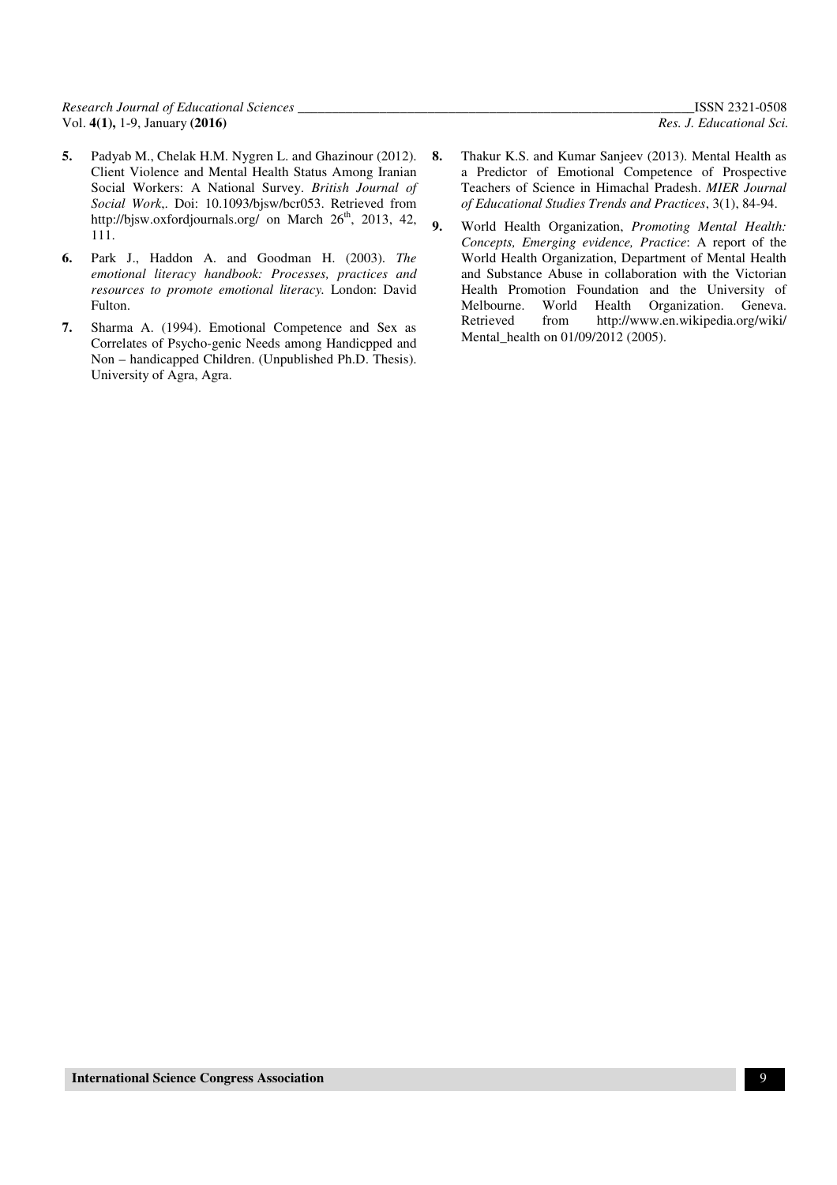5. Padyab M., Chelak H.M. Nygren L. and Ghazinour (2012). Client Violence and Mental Health Status Among Iranian Social Workers: A National Survey. *British Journal of Social Work*,. Doi: 10.1093/bjsw/bcr053. Retrieved from http://bjsw.oxfordjournals.org/ on March 26th, 2013, 42, 111.

6. Park J., Haddon A. and Goodman H. (2003). *The emotional literacy handbook: Processes, practices and resources to promote emotional literacy*. London: David Fulton.

7. Sharma A. (1994). Emotional Competence and Sex as Correlates of Psycho-genic Needs among Handicpped and Non – handicapped Children. (Unpublished Ph.D. Thesis). University of Agra, Agra.

8. Thakur K.S. and Kumar Sanjeev (2013). Mental Health as a Predictor of Emotional Competence of Prospective Teachers of Science in Himachal Pradesh. *MIER Journal of Educational Studies Trends and Practices*, 3(1), 84-94.

9. World Health Organization, *Promoting Mental Health: Concepts, Emerging evidence, Practice*: A report of the World Health Organization, Department of Mental Health and Substance Abuse in collaboration with the Victorian Health Promotion Foundation and the University of Melbourne. World Health Organization. Geneva. Retrieved from http://www.en.wikipedia.org/wiki/Mental_health on 01/09/2012 (2005).